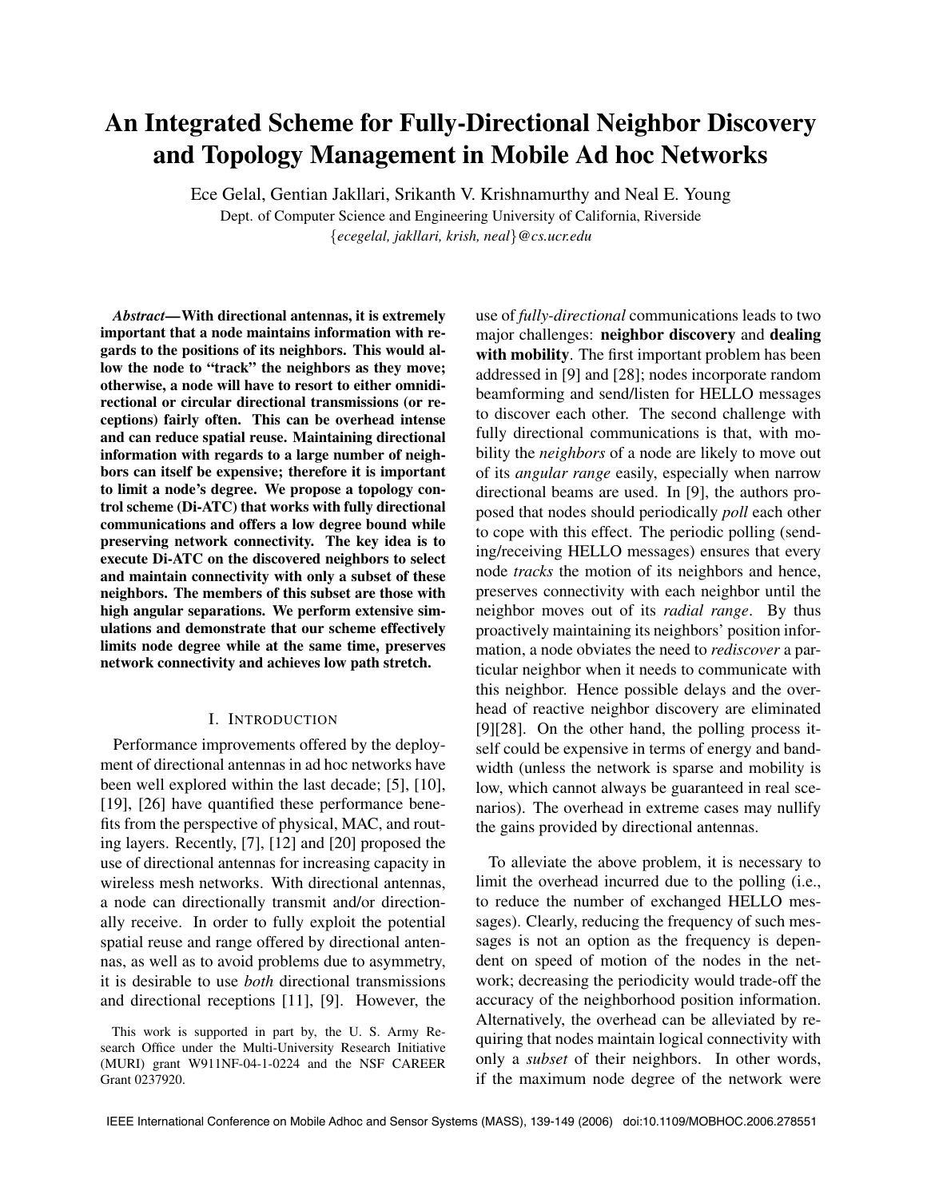# An Integrated Scheme for Fully-Directional Neighbor Discovery and Topology Management in Mobile Ad hoc Networks

Ece Gelal, Gentian Jakllari, Srikanth V. Krishnamurthy and Neal E. Young

Dept. of Computer Science and Engineering University of California, Riverside

{*ecegelal, jakllari, krish, neal*}*@cs.ucr.edu*

***Abstract*— With directional antennas, it is extremely important that a node maintains information with regards to the positions of its neighbors. This would allow the node to "track" the neighbors as they move; otherwise, a node will have to resort to either omnidirectional or circular directional transmissions (or receptions) fairly often. This can be overhead intense and can reduce spatial reuse. Maintaining directional information with regards to a large number of neighbors can itself be expensive; therefore it is important to limit a node's degree. We propose a topology control scheme (Di-ATC) that works with fully directional communications and offers a low degree bound while preserving network connectivity. The key idea is to execute Di-ATC on the discovered neighbors to select and maintain connectivity with only a subset of these neighbors. The members of this subset are those with high angular separations. We perform extensive simulations and demonstrate that our scheme effectively limits node degree while at the same time, preserves network connectivity and achieves low path stretch.**

## I. Introduction

Performance improvements offered by the deployment of directional antennas in ad hoc networks have been well explored within the last decade; [5], [10], [19], [26] have quantified these performance benefits from the perspective of physical, MAC, and routing layers. Recently, [7], [12] and [20] proposed the use of directional antennas for increasing capacity in wireless mesh networks. With directional antennas, a node can directionally transmit and/or directionally receive. In order to fully exploit the potential spatial reuse and range offered by directional antennas, as well as to avoid problems due to asymmetry, it is desirable to use *both* directional transmissions and directional receptions [11], [9]. However, the use of *fully-directional* communications leads to two major challenges: **neighbor discovery** and **dealing with mobility**. The first important problem has been addressed in [9] and [28]; nodes incorporate random beamforming and send/listen for HELLO messages to discover each other. The second challenge with fully directional communications is that, with mobility the *neighbors* of a node are likely to move out of its *angular range* easily, especially when narrow directional beams are used. In [9], the authors proposed that nodes should periodically *poll* each other to cope with this effect. The periodic polling (sending/receiving HELLO messages) ensures that every node *tracks* the motion of its neighbors and hence, preserves connectivity with each neighbor until the neighbor moves out of its *radial range*. By thus proactively maintaining its neighbors' position information, a node obviates the need to *rediscover* a particular neighbor when it needs to communicate with this neighbor. Hence possible delays and the overhead of reactive neighbor discovery are eliminated [9][28]. On the other hand, the polling process itself could be expensive in terms of energy and bandwidth (unless the network is sparse and mobility is low, which cannot always be guaranteed in real scenarios). The overhead in extreme cases may nullify the gains provided by directional antennas.

To alleviate the above problem, it is necessary to limit the overhead incurred due to the polling (i.e., to reduce the number of exchanged HELLO messages). Clearly, reducing the frequency of such messages is not an option as the frequency is dependent on speed of motion of the nodes in the network; decreasing the periodicity would trade-off the accuracy of the neighborhood position information. Alternatively, the overhead can be alleviated by requiring that nodes maintain logical connectivity with only a *subset* of their neighbors. In other words, if the maximum node degree of the network were

This work is supported in part by, the U. S. Army Research Office under the Multi-University Research Initiative (MURI) grant W911NF-04-1-0224 and the NSF CAREER Grant 0237920.

IEEE International Conference on Mobile Adhoc and Sensor Systems (MASS), 139-149 (2006) doi:10.1109/MOBHOC.2006.278551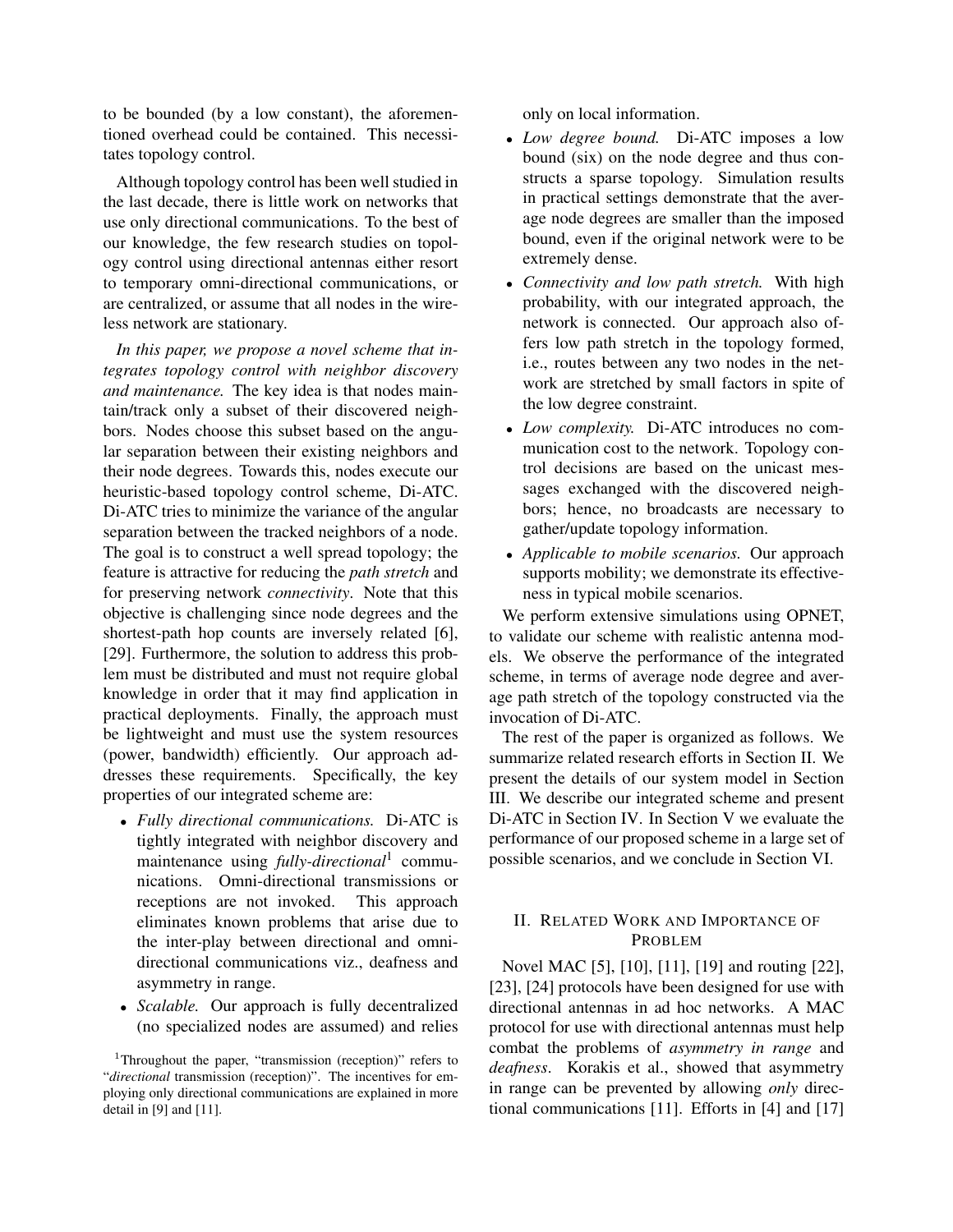to be bounded (by a low constant), the aforementioned overhead could be contained. This necessitates topology control.

Although topology control has been well studied in the last decade, there is little work on networks that use only directional communications. To the best of our knowledge, the few research studies on topology control using directional antennas either resort to temporary omni-directional communications, or are centralized, or assume that all nodes in the wireless network are stationary.

*In this paper, we propose a novel scheme that integrates topology control with neighbor discovery and maintenance.* The key idea is that nodes maintain/track only a subset of their discovered neighbors. Nodes choose this subset based on the angular separation between their existing neighbors and their node degrees. Towards this, nodes execute our heuristic-based topology control scheme, Di-ATC. Di-ATC tries to minimize the variance of the angular separation between the tracked neighbors of a node. The goal is to construct a well spread topology; the feature is attractive for reducing the *path stretch* and for preserving network *connectivity*. Note that this objective is challenging since node degrees and the shortest-path hop counts are inversely related [6], [29]. Furthermore, the solution to address this problem must be distributed and must not require global knowledge in order that it may find application in practical deployments. Finally, the approach must be lightweight and must use the system resources (power, bandwidth) efficiently. Our approach addresses these requirements. Specifically, the key properties of our integrated scheme are:

- *Fully directional communications.* Di-ATC is tightly integrated with neighbor discovery and maintenance using *fully-directional*[1] communications. Omni-directional transmissions or receptions are not invoked. This approach eliminates known problems that arise due to the inter-play between directional and omni-directional communications viz., deafness and asymmetry in range.
- *Scalable.* Our approach is fully decentralized (no specialized nodes are assumed) and relies only on local information.
- *Low degree bound.* Di-ATC imposes a low bound (six) on the node degree and thus constructs a sparse topology. Simulation results in practical settings demonstrate that the average node degrees are smaller than the imposed bound, even if the original network were to be extremely dense.
- *Connectivity and low path stretch.* With high probability, with our integrated approach, the network is connected. Our approach also offers low path stretch in the topology formed, i.e., routes between any two nodes in the network are stretched by small factors in spite of the low degree constraint.
- *Low complexity.* Di-ATC introduces no communication cost to the network. Topology control decisions are based on the unicast messages exchanged with the discovered neighbors; hence, no broadcasts are necessary to gather/update topology information.
- *Applicable to mobile scenarios.* Our approach supports mobility; we demonstrate its effectiveness in typical mobile scenarios.

We perform extensive simulations using OPNET, to validate our scheme with realistic antenna models. We observe the performance of the integrated scheme, in terms of average node degree and average path stretch of the topology constructed via the invocation of Di-ATC.

The rest of the paper is organized as follows. We summarize related research efforts in Section II. We present the details of our system model in Section III. We describe our integrated scheme and present Di-ATC in Section IV. In Section V we evaluate the performance of our proposed scheme in a large set of possible scenarios, and we conclude in Section VI.

## II. Related Work and Importance of Problem

Novel MAC [5], [10], [11], [19] and routing [22], [23], [24] protocols have been designed for use with directional antennas in ad hoc networks. A MAC protocol for use with directional antennas must help combat the problems of *asymmetry in range* and *deafness*. Korakis et al., showed that asymmetry in range can be prevented by allowing *only* directional communications [11]. Efforts in [4] and [17]

[1] Throughout the paper, "transmission (reception)" refers to "*directional* transmission (reception)". The incentives for employing only directional communications are explained in more detail in [9] and [11].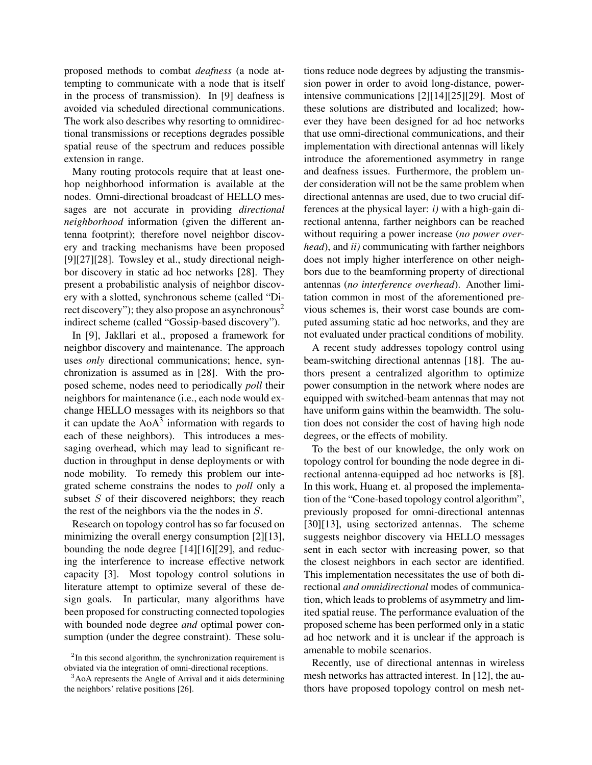proposed methods to combat *deafness* (a node attempting to communicate with a node that is itself in the process of transmission). In [9] deafness is avoided via scheduled directional communications. The work also describes why resorting to omnidirectional transmissions or receptions degrades possible spatial reuse of the spectrum and reduces possible extension in range.

Many routing protocols require that at least one-hop neighborhood information is available at the nodes. Omni-directional broadcast of HELLO messages are not accurate in providing *directional neighborhood* information (given the different antenna footprint); therefore novel neighbor discovery and tracking mechanisms have been proposed [9][27][28]. Towsley et al., study directional neighbor discovery in static ad hoc networks [28]. They present a probabilistic analysis of neighbor discovery with a slotted, synchronous scheme (called "Direct discovery"); they also propose an asynchronous[2] indirect scheme (called "Gossip-based discovery").

In [9], Jakllari et al., proposed a framework for neighbor discovery and maintenance. The approach uses *only* directional communications; hence, synchronization is assumed as in [28]. With the proposed scheme, nodes need to periodically *poll* their neighbors for maintenance (i.e., each node would exchange HELLO messages with its neighbors so that it can update the AoA[3] information with regards to each of these neighbors). This introduces a messaging overhead, which may lead to significant reduction in throughput in dense deployments or with node mobility. To remedy this problem our integrated scheme constrains the nodes to *poll* only a subset $S$ of their discovered neighbors; they reach the rest of the neighbors via the the nodes in $S$.

Research on topology control has so far focused on minimizing the overall energy consumption [2][13], bounding the node degree [14][16][29], and reducing the interference to increase effective network capacity [3]. Most topology control solutions in literature attempt to optimize several of these design goals. In particular, many algorithms have been proposed for constructing connected topologies with bounded node degree *and* optimal power consumption (under the degree constraint). These solutions reduce node degrees by adjusting the transmission power in order to avoid long-distance, power-intensive communications [2][14][25][29]. Most of these solutions are distributed and localized; however they have been designed for ad hoc networks that use omni-directional communications, and their implementation with directional antennas will likely introduce the aforementioned asymmetry in range and deafness issues. Furthermore, the problem under consideration will not be the same problem when directional antennas are used, due to two crucial differences at the physical layer: *i)* with a high-gain directional antenna, farther neighbors can be reached without requiring a power increase (*no power overhead*), and *ii)* communicating with farther neighbors does not imply higher interference on other neighbors due to the beamforming property of directional antennas (*no interference overhead*). Another limitation common in most of the aforementioned previous schemes is, their worst case bounds are computed assuming static ad hoc networks, and they are not evaluated under practical conditions of mobility.

A recent study addresses topology control using beam-switching directional antennas [18]. The authors present a centralized algorithm to optimize power consumption in the network where nodes are equipped with switched-beam antennas that may not have uniform gains within the beamwidth. The solution does not consider the cost of having high node degrees, or the effects of mobility.

To the best of our knowledge, the only work on topology control for bounding the node degree in directional antenna-equipped ad hoc networks is [8]. In this work, Huang et. al proposed the implementation of the "Cone-based topology control algorithm", previously proposed for omni-directional antennas [30][13], using sectorized antennas. The scheme suggests neighbor discovery via HELLO messages sent in each sector with increasing power, so that the closest neighbors in each sector are identified. This implementation necessitates the use of both directional *and omnidirectional* modes of communication, which leads to problems of asymmetry and limited spatial reuse. The performance evaluation of the proposed scheme has been performed only in a static ad hoc network and it is unclear if the approach is amenable to mobile scenarios.

Recently, use of directional antennas in wireless mesh networks has attracted interest. In [12], the authors have proposed topology control on mesh net-

[2] In this second algorithm, the synchronization requirement is obviated via the integration of omni-directional receptions.

[3] AoA represents the Angle of Arrival and it aids determining the neighbors' relative positions [26].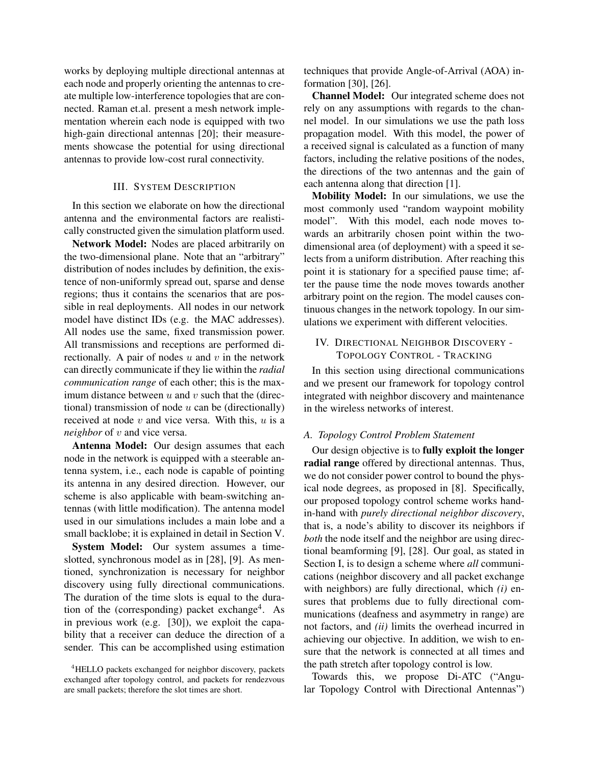works by deploying multiple directional antennas at each node and properly orienting the antennas to create multiple low-interference topologies that are connected. Raman et.al. present a mesh network implementation wherein each node is equipped with two high-gain directional antennas [20]; their measurements showcase the potential for using directional antennas to provide low-cost rural connectivity.

## III. System Description

In this section we elaborate on how the directional antenna and the environmental factors are realistically constructed given the simulation platform used.

**Network Model:** Nodes are placed arbitrarily on the two-dimensional plane. Note that an "arbitrary" distribution of nodes includes by definition, the existence of non-uniformly spread out, sparse and dense regions; thus it contains the scenarios that are possible in real deployments. All nodes in our network model have distinct IDs (e.g. the MAC addresses). All nodes use the same, fixed transmission power. All transmissions and receptions are performed directionally. A pair of nodes $u$ and $v$ in the network can directly communicate if they lie within the *radial communication range* of each other; this is the maximum distance between $u$ and $v$ such that the (directional) transmission of node $u$ can be (directionally) received at node $v$ and vice versa. With this, $u$ is a *neighbor* of $v$ and vice versa.

**Antenna Model:** Our design assumes that each node in the network is equipped with a steerable antenna system, i.e., each node is capable of pointing its antenna in any desired direction. However, our scheme is also applicable with beam-switching antennas (with little modification). The antenna model used in our simulations includes a main lobe and a small backlobe; it is explained in detail in Section V.

**System Model:** Our system assumes a time-slotted, synchronous model as in [28], [9]. As mentioned, synchronization is necessary for neighbor discovery using fully directional communications. The duration of the time slots is equal to the duration of the (corresponding) packet exchange[4]. As in previous work (e.g. [30]), we exploit the capability that a receiver can deduce the direction of a sender. This can be accomplished using estimation techniques that provide Angle-of-Arrival (AOA) information [30], [26].

**Channel Model:** Our integrated scheme does not rely on any assumptions with regards to the channel model. In our simulations we use the path loss propagation model. With this model, the power of a received signal is calculated as a function of many factors, including the relative positions of the nodes, the directions of the two antennas and the gain of each antenna along that direction [1].

**Mobility Model:** In our simulations, we use the most commonly used "random waypoint mobility model". With this model, each node moves towards an arbitrarily chosen point within the two-dimensional area (of deployment) with a speed it selects from a uniform distribution. After reaching this point it is stationary for a specified pause time; after the pause time the node moves towards another arbitrary point on the region. The model causes continuous changes in the network topology. In our simulations we experiment with different velocities.

## IV. Directional Neighbor Discovery - Topology Control - Tracking

In this section using directional communications and we present our framework for topology control integrated with neighbor discovery and maintenance in the wireless networks of interest.

### A. Topology Control Problem Statement

Our design objective is to **fully exploit the longer radial range** offered by directional antennas. Thus, we do not consider power control to bound the physical node degrees, as proposed in [8]. Specifically, our proposed topology control scheme works hand-in-hand with *purely directional neighbor discovery*, that is, a node's ability to discover its neighbors if *both* the node itself and the neighbor are using directional beamforming [9], [28]. Our goal, as stated in Section I, is to design a scheme where *all* communications (neighbor discovery and all packet exchange with neighbors) are fully directional, which *(i)* ensures that problems due to fully directional communications (deafness and asymmetry in range) are not factors, and *(ii)* limits the overhead incurred in achieving our objective. In addition, we wish to ensure that the network is connected at all times and the path stretch after topology control is low.

Towards this, we propose Di-ATC ("Angular Topology Control with Directional Antennas")

[4] HELLO packets exchanged for neighbor discovery, packets exchanged after topology control, and packets for rendezvous are small packets; therefore the slot times are short.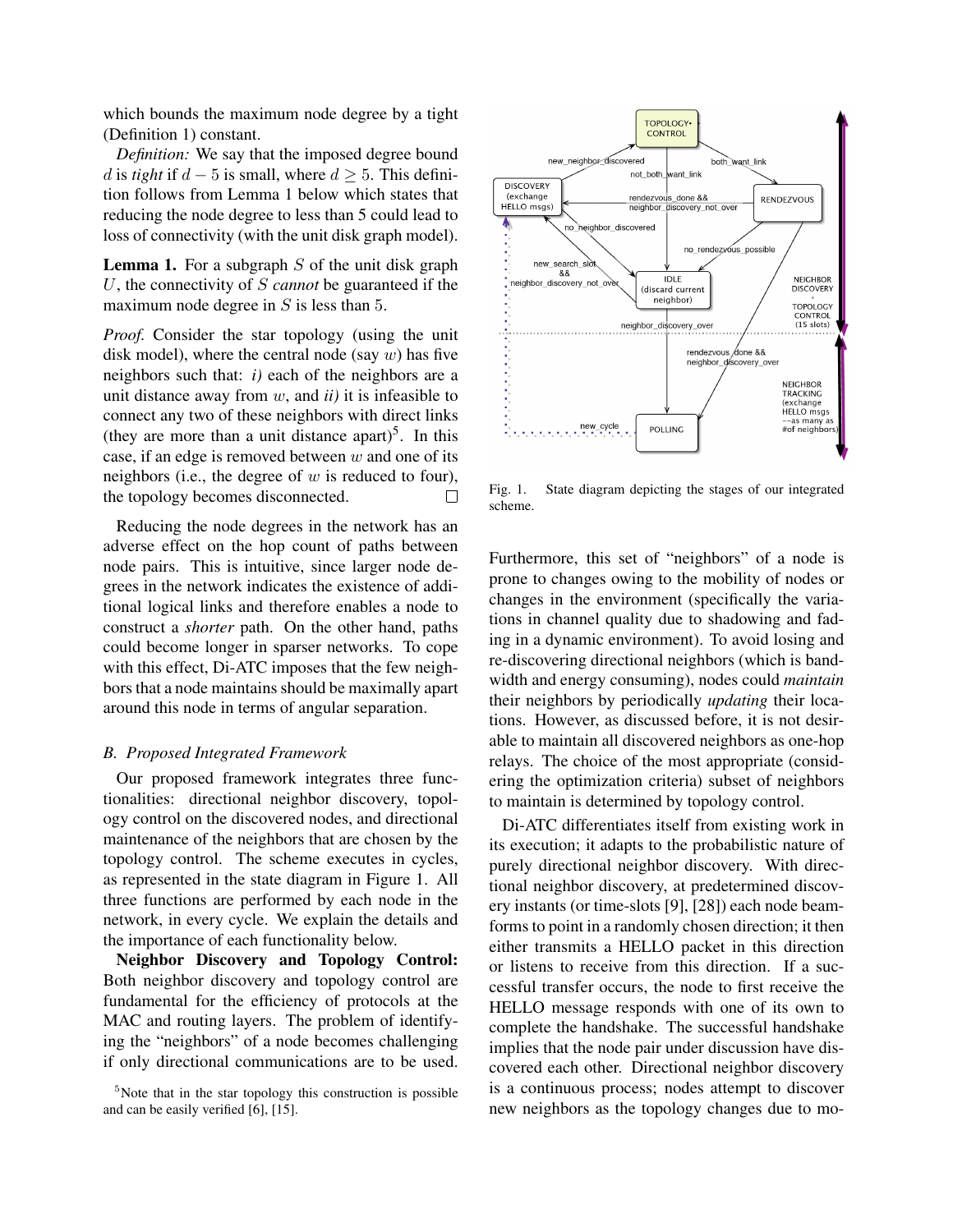which bounds the maximum node degree by a tight (Definition 1) constant.

*Definition:* We say that the imposed degree bound $d$ is *tight* if $d-5$ is small, where $d \geq 5$. This definition follows from Lemma 1 below which states that reducing the node degree to less than 5 could lead to loss of connectivity (with the unit disk graph model).

**Lemma 1.** For a subgraph $S$ of the unit disk graph $U$, the connectivity of $S$ *cannot* be guaranteed if the maximum node degree in $S$ is less than 5.

*Proof.* Consider the star topology (using the unit disk model), where the central node (say $w$) has five neighbors such that: *i)* each of the neighbors are a unit distance away from $w$, and *ii)* it is infeasible to connect any two of these neighbors with direct links (they are more than a unit distance apart)[5]. In this case, if an edge is removed between $w$ and one of its neighbors (i.e., the degree of $w$ is reduced to four), the topology becomes disconnected. □

Reducing the node degrees in the network has an adverse effect on the hop count of paths between node pairs. This is intuitive, since larger node degrees in the network indicates the existence of additional logical links and therefore enables a node to construct a *shorter* path. On the other hand, paths could become longer in sparser networks. To cope with this effect, Di-ATC imposes that the few neighbors that a node maintains should be maximally apart around this node in terms of angular separation.

### B. Proposed Integrated Framework

Our proposed framework integrates three functionalities: directional neighbor discovery, topology control on the discovered nodes, and directional maintenance of the neighbors that are chosen by the topology control. The scheme executes in cycles, as represented in the state diagram in Figure 1. All three functions are performed by each node in the network, in every cycle. We explain the details and the importance of each functionality below.

**Neighbor Discovery and Topology Control:** Both neighbor discovery and topology control are fundamental for the efficiency of protocols at the MAC and routing layers. The problem of identifying the "neighbors" of a node becomes challenging if only directional communications are to be used.

[5]Note that in the star topology this construction is possible and can be easily verified [6], [15].

Fig. 1. State diagram depicting the stages of our integrated scheme.

Furthermore, this set of "neighbors" of a node is prone to changes owing to the mobility of nodes or changes in the environment (specifically the variations in channel quality due to shadowing and fading in a dynamic environment). To avoid losing and re-discovering directional neighbors (which is bandwidth and energy consuming), nodes could *maintain* their neighbors by periodically *updating* their locations. However, as discussed before, it is not desirable to maintain all discovered neighbors as one-hop relays. The choice of the most appropriate (considering the optimization criteria) subset of neighbors to maintain is determined by topology control.

Di-ATC differentiates itself from existing work in its execution; it adapts to the probabilistic nature of purely directional neighbor discovery. With directional neighbor discovery, at predetermined discovery instants (or time-slots [9], [28]) each node beamforms to point in a randomly chosen direction; it then either transmits a HELLO packet in this direction or listens to receive from this direction. If a successful transfer occurs, the node to first receive the HELLO message responds with one of its own to complete the handshake. The successful handshake implies that the node pair under discussion have discovered each other. Directional neighbor discovery is a continuous process; nodes attempt to discover new neighbors as the topology changes due to mo-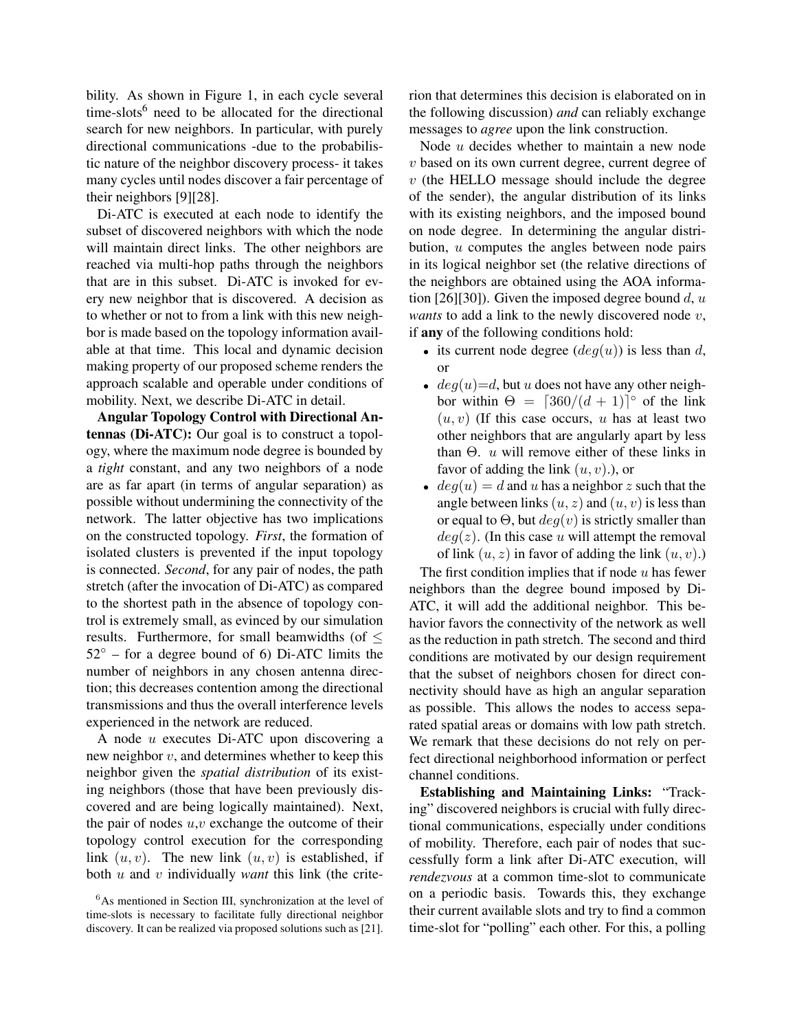bility. As shown in Figure 1, in each cycle several time-slots[6] need to be allocated for the directional search for new neighbors. In particular, with purely directional communications -due to the probabilistic nature of the neighbor discovery process- it takes many cycles until nodes discover a fair percentage of their neighbors [9][28].

Di-ATC is executed at each node to identify the subset of discovered neighbors with which the node will maintain direct links. The other neighbors are reached via multi-hop paths through the neighbors that are in this subset. Di-ATC is invoked for every new neighbor that is discovered. A decision as to whether or not to from a link with this new neighbor is made based on the topology information available at that time. This local and dynamic decision making property of our proposed scheme renders the approach scalable and operable under conditions of mobility. Next, we describe Di-ATC in detail.

**Angular Topology Control with Directional Antennas (Di-ATC):** Our goal is to construct a topology, where the maximum node degree is bounded by a *tight* constant, and any two neighbors of a node are as far apart (in terms of angular separation) as possible without undermining the connectivity of the network. The latter objective has two implications on the constructed topology. *First*, the formation of isolated clusters is prevented if the input topology is connected. *Second*, for any pair of nodes, the path stretch (after the invocation of Di-ATC) as compared to the shortest path in the absence of topology control is extremely small, as evinced by our simulation results. Furthermore, for small beamwidths (of $\leq 52^\circ$ – for a degree bound of 6) Di-ATC limits the number of neighbors in any chosen antenna direction; this decreases contention among the directional transmissions and thus the overall interference levels experienced in the network are reduced.

A node $u$ executes Di-ATC upon discovering a new neighbor $v$, and determines whether to keep this neighbor given the *spatial distribution* of its existing neighbors (those that have been previously discovered and are being logically maintained). Next, the pair of nodes $u$,$v$ exchange the outcome of their topology control execution for the corresponding link $(u, v)$. The new link $(u, v)$ is established, if both $u$ and $v$ individually *want* this link (the criterion that determines this decision is elaborated on in the following discussion) *and* can reliably exchange messages to *agree* upon the link construction.

Node $u$ decides whether to maintain a new node $v$ based on its own current degree, current degree of $v$ (the HELLO message should include the degree of the sender), the angular distribution of its links with its existing neighbors, and the imposed bound on node degree. In determining the angular distribution, $u$ computes the angles between node pairs in its logical neighbor set (the relative directions of the neighbors are obtained using the AOA information [26][30]). Given the imposed degree bound $d$, $u$ *wants* to add a link to the newly discovered node $v$, if **any** of the following conditions hold:

- its current node degree ($deg(u)$) is less than $d$, or
- $deg(u)$=$d$, but $u$ does not have any other neighbor within $\Theta = \lceil 360/(d+1) \rceil^\circ$ of the link $(u, v)$ (If this case occurs, $u$ has at least two other neighbors that are angularly apart by less than $\Theta$. $u$ will remove either of these links in favor of adding the link $(u, v)$.), or
- $deg(u) = d$ and $u$ has a neighbor $z$ such that the angle between links $(u, z)$ and $(u, v)$ is less than or equal to $\Theta$, but $deg(v)$ is strictly smaller than $deg(z)$. (In this case $u$ will attempt the removal of link $(u, z)$ in favor of adding the link $(u, v)$.)

The first condition implies that if node $u$ has fewer neighbors than the degree bound imposed by Di-ATC, it will add the additional neighbor. This behavior favors the connectivity of the network as well as the reduction in path stretch. The second and third conditions are motivated by our design requirement that the subset of neighbors chosen for direct connectivity should have as high an angular separation as possible. This allows the nodes to access separated spatial areas or domains with low path stretch. We remark that these decisions do not rely on perfect directional neighborhood information or perfect channel conditions.

**Establishing and Maintaining Links:** "Tracking" discovered neighbors is crucial with fully directional communications, especially under conditions of mobility. Therefore, each pair of nodes that successfully form a link after Di-ATC execution, will *rendezvous* at a common time-slot to communicate on a periodic basis. Towards this, they exchange their current available slots and try to find a common time-slot for "polling" each other. For this, a polling

[6]As mentioned in Section III, synchronization at the level of time-slots is necessary to facilitate fully directional neighbor discovery. It can be realized via proposed solutions such as [21].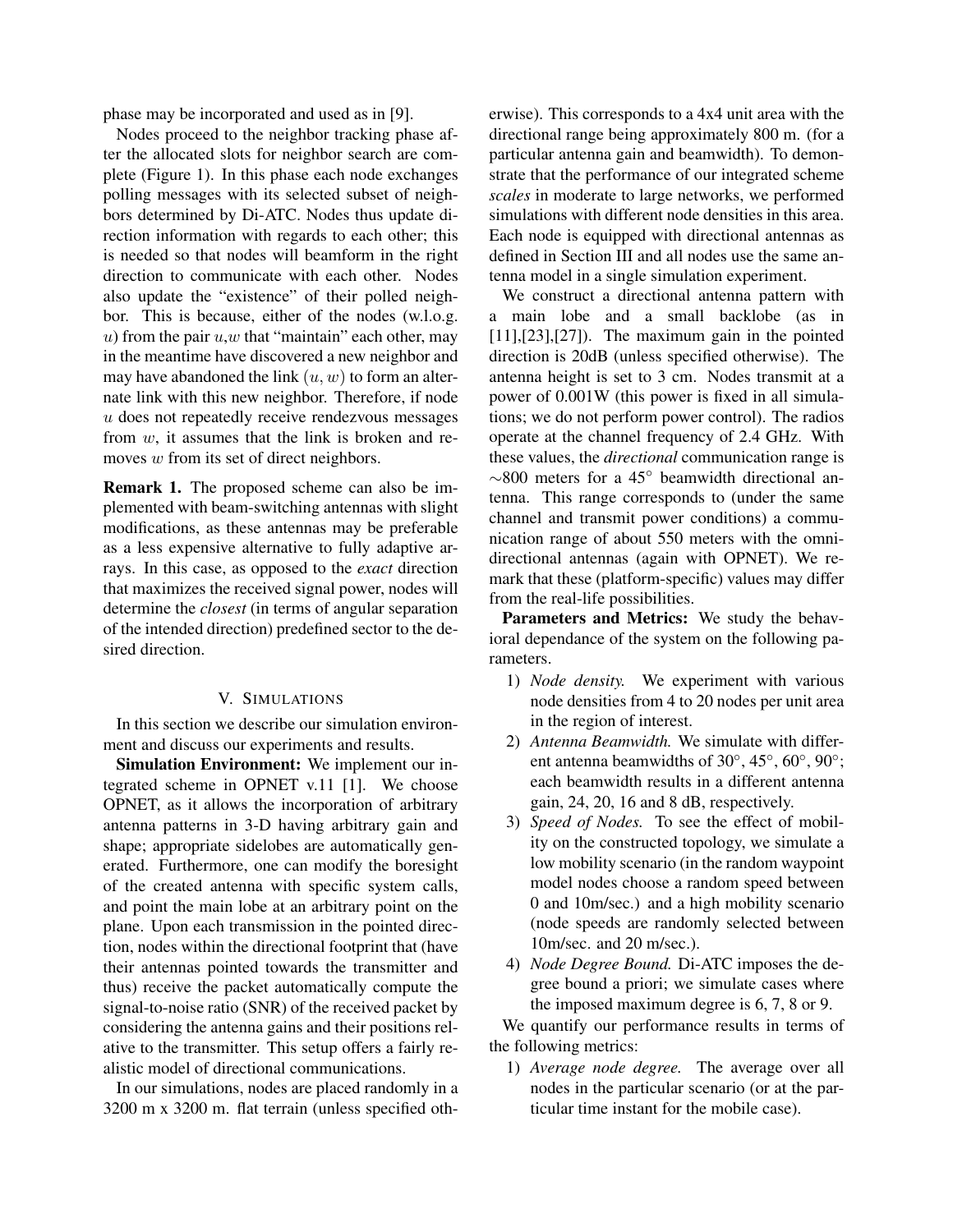phase may be incorporated and used as in [9].

Nodes proceed to the neighbor tracking phase after the allocated slots for neighbor search are complete (Figure 1). In this phase each node exchanges polling messages with its selected subset of neighbors determined by Di-ATC. Nodes thus update direction information with regards to each other; this is needed so that nodes will beamform in the right direction to communicate with each other. Nodes also update the "existence" of their polled neighbor. This is because, either of the nodes (w.l.o.g. $u$) from the pair $u$,$w$ that "maintain" each other, may in the meantime have discovered a new neighbor and may have abandoned the link $(u, w)$ to form an alternate link with this new neighbor. Therefore, if node $u$ does not repeatedly receive rendezvous messages from $w$, it assumes that the link is broken and removes $w$ from its set of direct neighbors.

**Remark 1.** The proposed scheme can also be implemented with beam-switching antennas with slight modifications, as these antennas may be preferable as a less expensive alternative to fully adaptive arrays. In this case, as opposed to the *exact* direction that maximizes the received signal power, nodes will determine the *closest* (in terms of angular separation of the intended direction) predefined sector to the desired direction.

## V. SIMULATIONS

In this section we describe our simulation environment and discuss our experiments and results.

**Simulation Environment:** We implement our integrated scheme in OPNET v.11 [1]. We choose OPNET, as it allows the incorporation of arbitrary antenna patterns in 3-D having arbitrary gain and shape; appropriate sidelobes are automatically generated. Furthermore, one can modify the boresight of the created antenna with specific system calls, and point the main lobe at an arbitrary point on the plane. Upon each transmission in the pointed direction, nodes within the directional footprint that (have their antennas pointed towards the transmitter and thus) receive the packet automatically compute the signal-to-noise ratio (SNR) of the received packet by considering the antenna gains and their positions relative to the transmitter. This setup offers a fairly realistic model of directional communications.

In our simulations, nodes are placed randomly in a 3200 m x 3200 m. flat terrain (unless specified otherwise). This corresponds to a 4x4 unit area with the directional range being approximately 800 m. (for a particular antenna gain and beamwidth). To demonstrate that the performance of our integrated scheme *scales* in moderate to large networks, we performed simulations with different node densities in this area. Each node is equipped with directional antennas as defined in Section III and all nodes use the same antenna model in a single simulation experiment.

We construct a directional antenna pattern with a main lobe and a small backlobe (as in [11],[23],[27]). The maximum gain in the pointed direction is 20dB (unless specified otherwise). The antenna height is set to 3 cm. Nodes transmit at a power of 0.001W (this power is fixed in all simulations; we do not perform power control). The radios operate at the channel frequency of 2.4 GHz. With these values, the *directional* communication range is $\sim$800 meters for a $45^\circ$ beamwidth directional antenna. This range corresponds to (under the same channel and transmit power conditions) a communication range of about 550 meters with the omnidirectional antennas (again with OPNET). We remark that these (platform-specific) values may differ from the real-life possibilities.

**Parameters and Metrics:** We study the behavioral dependance of the system on the following parameters.

1) *Node density.* We experiment with various node densities from 4 to 20 nodes per unit area in the region of interest.
2) *Antenna Beamwidth.* We simulate with different antenna beamwidths of $30^\circ$, $45^\circ$, $60^\circ$, $90^\circ$; each beamwidth results in a different antenna gain, 24, 20, 16 and 8 dB, respectively.
3) *Speed of Nodes.* To see the effect of mobility on the constructed topology, we simulate a low mobility scenario (in the random waypoint model nodes choose a random speed between 0 and 10m/sec.) and a high mobility scenario (node speeds are randomly selected between 10m/sec. and 20 m/sec.).
4) *Node Degree Bound.* Di-ATC imposes the degree bound a priori; we simulate cases where the imposed maximum degree is 6, 7, 8 or 9.

We quantify our performance results in terms of the following metrics:

1) *Average node degree.* The average over all nodes in the particular scenario (or at the particular time instant for the mobile case).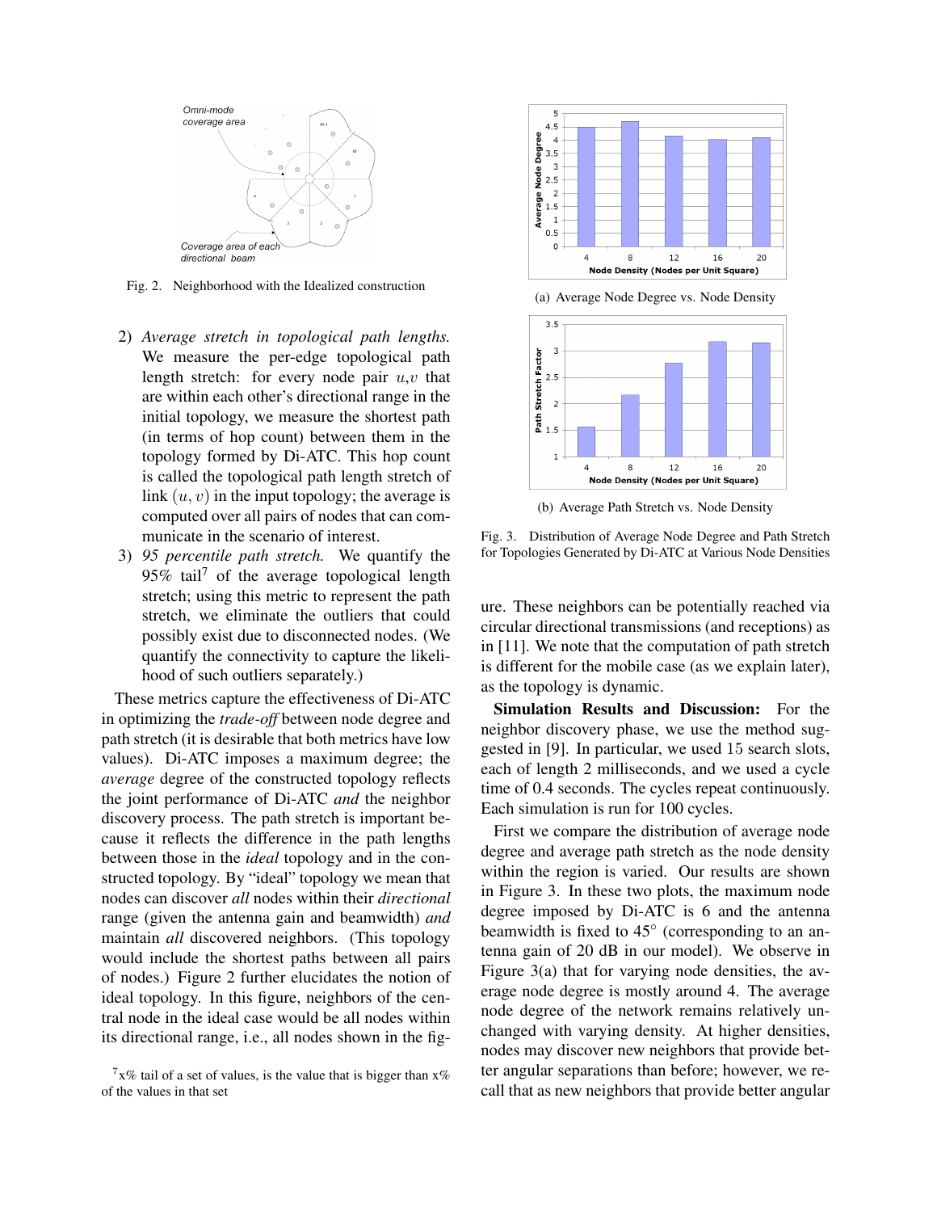Fig. 2. Neighborhood with the Idealized construction

2) *Average stretch in topological path lengths.* We measure the per-edge topological path length stretch: for every node pair $u$,$v$ that are within each other's directional range in the initial topology, we measure the shortest path (in terms of hop count) between them in the topology formed by Di-ATC. This hop count is called the topological path length stretch of link $(u, v)$ in the input topology; the average is computed over all pairs of nodes that can communicate in the scenario of interest.
3) *95 percentile path stretch.* We quantify the 95% tail[7] of the average topological length stretch; using this metric to represent the path stretch, we eliminate the outliers that could possibly exist due to disconnected nodes. (We quantify the connectivity to capture the likelihood of such outliers separately.)

These metrics capture the effectiveness of Di-ATC in optimizing the *trade-off* between node degree and path stretch (it is desirable that both metrics have low values). Di-ATC imposes a maximum degree; the *average* degree of the constructed topology reflects the joint performance of Di-ATC *and* the neighbor discovery process. The path stretch is important because it reflects the difference in the path lengths between those in the *ideal* topology and in the constructed topology. By "ideal" topology we mean that nodes can discover *all* nodes within their *directional* range (given the antenna gain and beamwidth) *and* maintain *all* discovered neighbors. (This topology would include the shortest paths between all pairs of nodes.) Figure 2 further elucidates the notion of ideal topology. In this figure, neighbors of the central node in the ideal case would be all nodes within its directional range, i.e., all nodes shown in the figure. These neighbors can be potentially reached via circular directional transmissions (and receptions) as in [11]. We note that the computation of path stretch is different for the mobile case (as we explain later), as the topology is dynamic.

[7] x% tail of a set of values, is the value that is bigger than x% of the values in that set

(a) Average Node Degree vs. Node Density

(b) Average Path Stretch vs. Node Density

Fig. 3. Distribution of Average Node Degree and Path Stretch for Topologies Generated by Di-ATC at Various Node Densities

**Simulation Results and Discussion:** For the neighbor discovery phase, we use the method suggested in [9]. In particular, we used 15 search slots, each of length 2 milliseconds, and we used a cycle time of 0.4 seconds. The cycles repeat continuously. Each simulation is run for 100 cycles.

First we compare the distribution of average node degree and average path stretch as the node density within the region is varied. Our results are shown in Figure 3. In these two plots, the maximum node degree imposed by Di-ATC is 6 and the antenna beamwidth is fixed to 45° (corresponding to an antenna gain of 20 dB in our model). We observe in Figure 3(a) that for varying node densities, the average node degree is mostly around 4. The average node degree of the network remains relatively unchanged with varying density. At higher densities, nodes may discover new neighbors that provide better angular separations than before; however, we recall that as new neighbors that provide better angular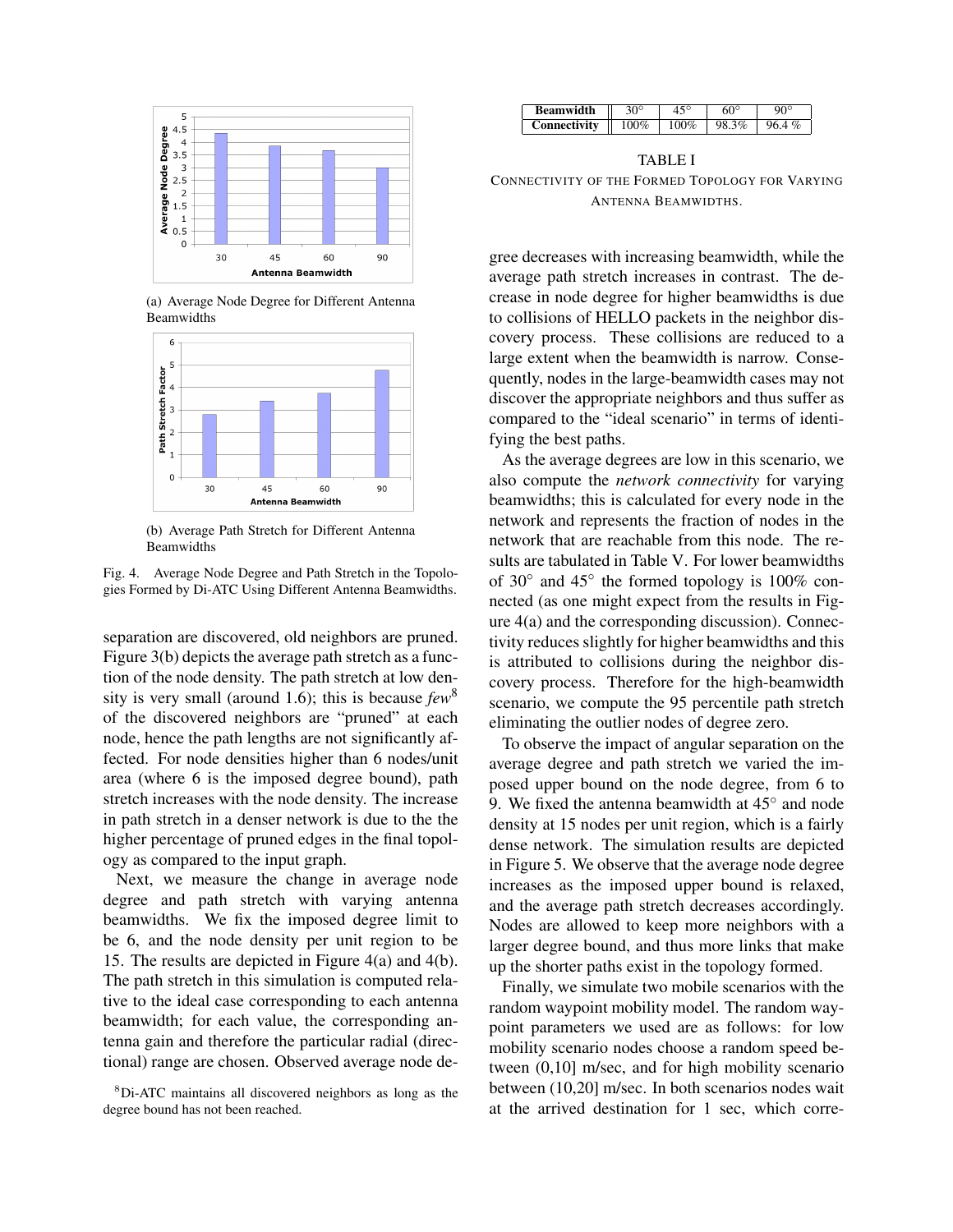(a) Average Node Degree for Different Antenna Beamwidths

(b) Average Path Stretch for Different Antenna Beamwidths

Fig. 4. Average Node Degree and Path Stretch in the Topologies Formed by Di-ATC Using Different Antenna Beamwidths.

separation are discovered, old neighbors are pruned. Figure 3(b) depicts the average path stretch as a function of the node density. The path stretch at low density is very small (around 1.6); this is because *few*[8] of the discovered neighbors are "pruned" at each node, hence the path lengths are not significantly affected. For node densities higher than 6 nodes/unit area (where 6 is the imposed degree bound), path stretch increases with the node density. The increase in path stretch in a denser network is due to the the higher percentage of pruned edges in the final topology as compared to the input graph.

Next, we measure the change in average node degree and path stretch with varying antenna beamwidths. We fix the imposed degree limit to be 6, and the node density per unit region to be 15. The results are depicted in Figure 4(a) and 4(b). The path stretch in this simulation is computed relative to the ideal case corresponding to each antenna beamwidth; for each value, the corresponding antenna gain and therefore the particular radial (directional) range are chosen. Observed average node degree decreases with increasing beamwidth, while the average path stretch increases in contrast. The decrease in node degree for higher beamwidths is due to collisions of HELLO packets in the neighbor discovery process. These collisions are reduced to a large extent when the beamwidth is narrow. Consequently, nodes in the large-beamwidth cases may not discover the appropriate neighbors and thus suffer as compared to the "ideal scenario" in terms of identifying the best paths.

[8] Di-ATC maintains all discovered neighbors as long as the degree bound has not been reached.

| **Beamwidth** | 30° | 45° | 60° | 90° |
|---|---|---|---|---|
| **Connectivity** | 100% | 100% | 98.3% | 96.4 % |

TABLE I

CONNECTIVITY OF THE FORMED TOPOLOGY FOR VARYING ANTENNA BEAMWIDTHS.

As the average degrees are low in this scenario, we also compute the *network connectivity* for varying beamwidths; this is calculated for every node in the network and represents the fraction of nodes in the network that are reachable from this node. The results are tabulated in Table V. For lower beamwidths of 30° and 45° the formed topology is 100% connected (as one might expect from the results in Figure 4(a) and the corresponding discussion). Connectivity reduces slightly for higher beamwidths and this is attributed to collisions during the neighbor discovery process. Therefore for the high-beamwidth scenario, we compute the 95 percentile path stretch eliminating the outlier nodes of degree zero.

To observe the impact of angular separation on the average degree and path stretch we varied the imposed upper bound on the node degree, from 6 to 9. We fixed the antenna beamwidth at 45° and node density at 15 nodes per unit region, which is a fairly dense network. The simulation results are depicted in Figure 5. We observe that the average node degree increases as the imposed upper bound is relaxed, and the average path stretch decreases accordingly. Nodes are allowed to keep more neighbors with a larger degree bound, and thus more links that make up the shorter paths exist in the topology formed.

Finally, we simulate two mobile scenarios with the random waypoint mobility model. The random waypoint parameters we used are as follows: for low mobility scenario nodes choose a random speed between (0,10] m/sec, and for high mobility scenario between (10,20] m/sec. In both scenarios nodes wait at the arrived destination for 1 sec, which corre-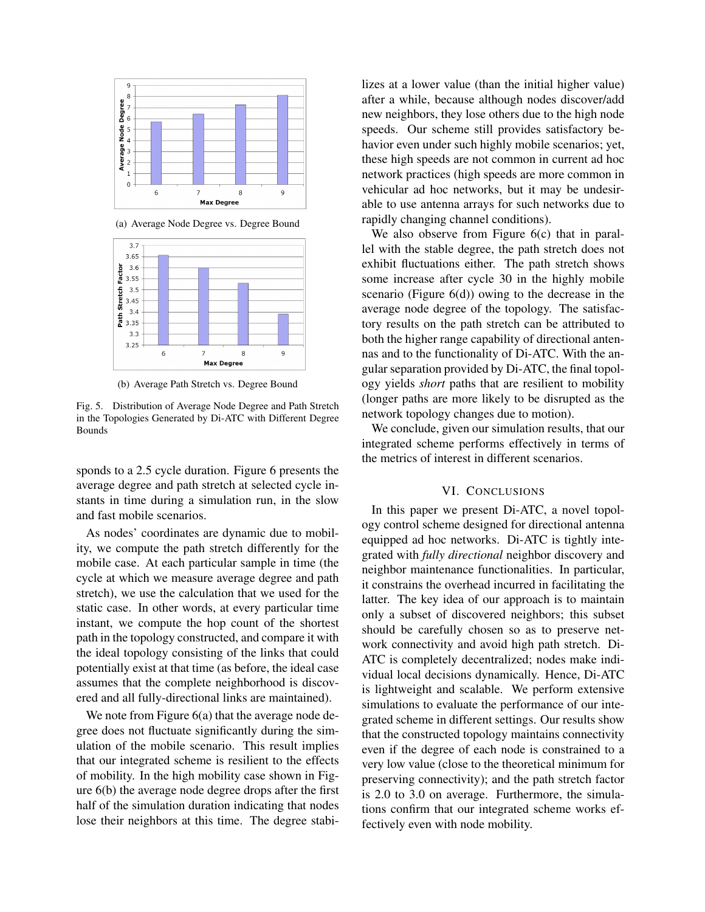(a) Average Node Degree vs. Degree Bound

(b) Average Path Stretch vs. Degree Bound

Fig. 5. Distribution of Average Node Degree and Path Stretch in the Topologies Generated by Di-ATC with Different Degree Bounds

sponds to a 2.5 cycle duration. Figure 6 presents the average degree and path stretch at selected cycle instants in time during a simulation run, in the slow and fast mobile scenarios.

As nodes' coordinates are dynamic due to mobility, we compute the path stretch differently for the mobile case. At each particular sample in time (the cycle at which we measure average degree and path stretch), we use the calculation that we used for the static case. In other words, at every particular time instant, we compute the hop count of the shortest path in the topology constructed, and compare it with the ideal topology consisting of the links that could potentially exist at that time (as before, the ideal case assumes that the complete neighborhood is discovered and all fully-directional links are maintained).

We note from Figure 6(a) that the average node degree does not fluctuate significantly during the simulation of the mobile scenario. This result implies that our integrated scheme is resilient to the effects of mobility. In the high mobility case shown in Figure 6(b) the average node degree drops after the first half of the simulation duration indicating that nodes lose their neighbors at this time. The degree stabilizes at a lower value (than the initial higher value) after a while, because although nodes discover/add new neighbors, they lose others due to the high node speeds. Our scheme still provides satisfactory behavior even under such highly mobile scenarios; yet, these high speeds are not common in current ad hoc network practices (high speeds are more common in vehicular ad hoc networks, but it may be undesirable to use antenna arrays for such networks due to rapidly changing channel conditions).

We also observe from Figure 6(c) that in parallel with the stable degree, the path stretch does not exhibit fluctuations either. The path stretch shows some increase after cycle 30 in the highly mobile scenario (Figure 6(d)) owing to the decrease in the average node degree of the topology. The satisfactory results on the path stretch can be attributed to both the higher range capability of directional antennas and to the functionality of Di-ATC. With the angular separation provided by Di-ATC, the final topology yields *short* paths that are resilient to mobility (longer paths are more likely to be disrupted as the network topology changes due to motion).

We conclude, given our simulation results, that our integrated scheme performs effectively in terms of the metrics of interest in different scenarios.

## VI. Conclusions

In this paper we present Di-ATC, a novel topology control scheme designed for directional antenna equipped ad hoc networks. Di-ATC is tightly integrated with *fully directional* neighbor discovery and neighbor maintenance functionalities. In particular, it constrains the overhead incurred in facilitating the latter. The key idea of our approach is to maintain only a subset of discovered neighbors; this subset should be carefully chosen so as to preserve network connectivity and avoid high path stretch. Di-ATC is completely decentralized; nodes make individual local decisions dynamically. Hence, Di-ATC is lightweight and scalable. We perform extensive simulations to evaluate the performance of our integrated scheme in different settings. Our results show that the constructed topology maintains connectivity even if the degree of each node is constrained to a very low value (close to the theoretical minimum for preserving connectivity); and the path stretch factor is 2.0 to 3.0 on average. Furthermore, the simulations confirm that our integrated scheme works effectively even with node mobility.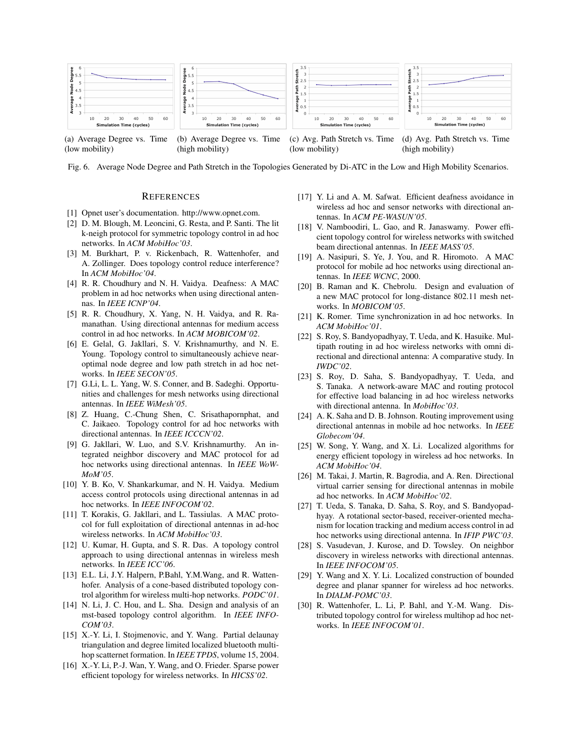6
5.5
5
4.5
4
3.5
3
Average Node Degree
10 20 30 40 50 60
Simulation Time (cycles)

(a) Average Degree vs. Time (low mobility)

6
5.5
5
4.5
4
3.5
3
Average Node Degree
10 20 30 40 50 60
Simulation Time (cycles)

(b) Average Degree vs. Time (high mobility)

3.5
3
2.5
2
1.5
1
0.5
0
Average Path Stretch
10 20 30 40 50 60
Simulation Time (cycles)

(c) Avg. Path Stretch vs. Time (low mobility)

3.5
3
2.5
2
1.5
1
0.5
0
Average Path Stretch
10 20 30 40 50 60
Simulation Time (cycles)

(d) Avg. Path Stretch vs. Time (high mobility)

Fig. 6. Average Node Degree and Path Stretch in the Topologies Generated by Di-ATC in the Low and High Mobility Scenarios.

## REFERENCES

[1] Opnet user's documentation. http://www.opnet.com.

[2] D. M. Blough, M. Leoncini, G. Resta, and P. Santi. The lit k-neigh protocol for symmetric topology control in ad hoc networks. In *ACM MobiHoc'03*.

[3] M. Burkhart, P. v. Rickenbach, R. Wattenhofer, and A. Zollinger. Does topology control reduce interference? In *ACM MobiHoc'04*.

[4] R. R. Choudhury and N. H. Vaidya. Deafness: A MAC problem in ad hoc networks when using directional antennas. In *IEEE ICNP'04*.

[5] R. R. Choudhury, X. Yang, N. H. Vaidya, and R. Ramanathan. Using directional antennas for medium access control in ad hoc networks. In *ACM MOBICOM'02*.

[6] E. Gelal, G. Jakllari, S. V. Krishnamurthy, and N. E. Young. Topology control to simultaneously achieve near-optimal node degree and low path stretch in ad hoc networks. In *IEEE SECON'05*.

[7] G.Li, L. L. Yang, W. S. Conner, and B. Sadeghi. Opportunities and challenges for mesh networks using directional antennas. In *IEEE WiMesh'05*.

[8] Z. Huang, C.-Chung Shen, C. Srisathapornphat, and C. Jaikaeo. Topology control for ad hoc networks with directional antennas. In *IEEE ICCCN'02*.

[9] G. Jakllari, W. Luo, and S.V. Krishnamurthy. An integrated neighbor discovery and MAC protocol for ad hoc networks using directional antennas. In *IEEE WoWMoM'05*.

[10] Y. B. Ko, V. Shankarkumar, and N. H. Vaidya. Medium access control protocols using directional antennas in ad hoc networks. In *IEEE INFOCOM'02*.

[11] T. Korakis, G. Jakllari, and L. Tassiulas. A MAC protocol for full exploitation of directional antennas in ad-hoc wireless networks. In *ACM MobiHoc'03*.

[12] U. Kumar, H. Gupta, and S. R. Das. A topology control approach to using directional antennas in wireless mesh networks. In *IEEE ICC'06*.

[13] E.L. Li, J.Y. Halpern, P.Bahl, Y.M.Wang, and R. Wattenhofer. Analysis of a cone-based distributed topology control algorithm for wireless multi-hop networks. *PODC'01*.

[14] N. Li, J. C. Hou, and L. Sha. Design and analysis of an mst-based topology control algorithm. In *IEEE INFOCOM'03*.

[15] X.-Y. Li, I. Stojmenovic, and Y. Wang. Partial delaunay triangulation and degree limited localized bluetooth multihop scatternet formation. In *IEEE TPDS*, volume 15, 2004.

[16] X.-Y. Li, P.-J. Wan, Y. Wang, and O. Frieder. Sparse power efficient topology for wireless networks. In *HICSS'02*.

[17] Y. Li and A. M. Safwat. Efficient deafness avoidance in wireless ad hoc and sensor networks with directional antennas. In *ACM PE-WASUN'05*.

[18] V. Namboodiri, L. Gao, and R. Janaswamy. Power efficient topology control for wireless networks with switched beam directional antennas. In *IEEE MASS'05*.

[19] A. Nasipuri, S. Ye, J. You, and R. Hiromoto. A MAC protocol for mobile ad hoc networks using directional antennas. In *IEEE WCNC*, 2000.

[20] B. Raman and K. Chebrolu. Design and evaluation of a new MAC protocol for long-distance 802.11 mesh networks. In *MOBICOM'05*.

[21] K. Romer. Time synchronization in ad hoc networks. In *ACM MobiHoc'01*.

[22] S. Roy, S. Bandyopadhyay, T. Ueda, and K. Hasuike. Multipath routing in ad hoc wireless networks with omni directional and directional antenna: A comparative study. In *IWDC'02*.

[23] S. Roy, D. Saha, S. Bandyopadhyay, T. Ueda, and S. Tanaka. A network-aware MAC and routing protocol for effective load balancing in ad hoc wireless networks with directional antenna. In *MobiHoc'03*.

[24] A. K. Saha and D. B. Johnson. Routing improvement using directional antennas in mobile ad hoc networks. In *IEEE Globecom'04*.

[25] W. Song, Y. Wang, and X. Li. Localized algorithms for energy efficient topology in wireless ad hoc networks. In *ACM MobiHoc'04*.

[26] M. Takai, J. Martin, R. Bagrodia, and A. Ren. Directional virtual carrier sensing for directional antennas in mobile ad hoc networks. In *ACM MobiHoc'02*.

[27] T. Ueda, S. Tanaka, D. Saha, S. Roy, and S. Bandyopadhyay. A rotational sector-based, receiver-oriented mechanism for location tracking and medium access control in ad hoc networks using directional antenna. In *IFIP PWC'03*.

[28] S. Vasudevan, J. Kurose, and D. Towsley. On neighbor discovery in wireless networks with directional antennas. In *IEEE INFOCOM'05*.

[29] Y. Wang and X. Y. Li. Localized construction of bounded degree and planar spanner for wireless ad hoc networks. In *DIALM-POMC'03*.

[30] R. Wattenhofer, L. Li, P. Bahl, and Y.-M. Wang. Distributed topology control for wireless multihop ad hoc networks. In *IEEE INFOCOM'01*.